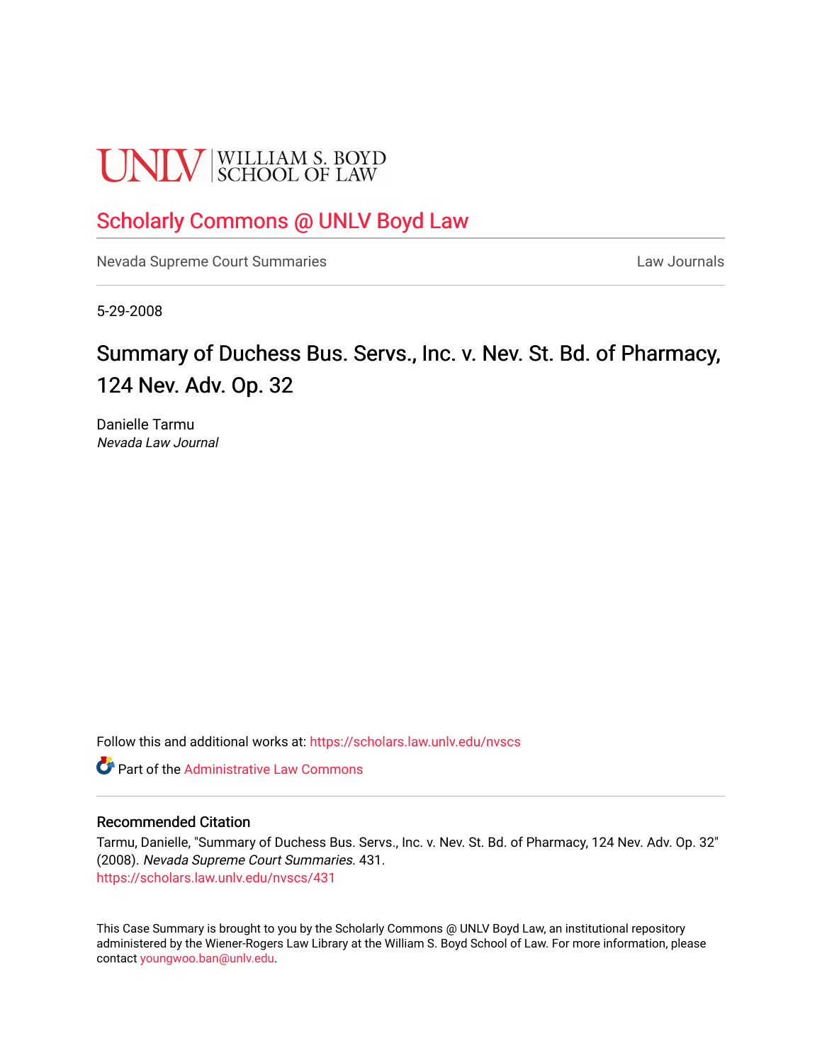UNLV | WILLIAM S. BOYD SCHOOL OF LAW

# Scholarly Commons @ UNLV Boyd Law

Nevada Supreme Court Summaries | Law Journals

5-29-2008

# Summary of Duchess Bus. Servs., Inc. v. Nev. St. Bd. of Pharmacy, 124 Nev. Adv. Op. 32

Danielle Tarmu
*Nevada Law Journal*

Follow this and additional works at: https://scholars.law.unlv.edu/nvscs

Part of the Administrative Law Commons

## Recommended Citation

Tarmu, Danielle, "Summary of Duchess Bus. Servs., Inc. v. Nev. St. Bd. of Pharmacy, 124 Nev. Adv. Op. 32" (2008). *Nevada Supreme Court Summaries*. 431.
https://scholars.law.unlv.edu/nvscs/431

This Case Summary is brought to you by the Scholarly Commons @ UNLV Boyd Law, an institutional repository administered by the Wiener-Rogers Law Library at the William S. Boyd School of Law. For more information, please contact youngwoo.ban@unlv.edu.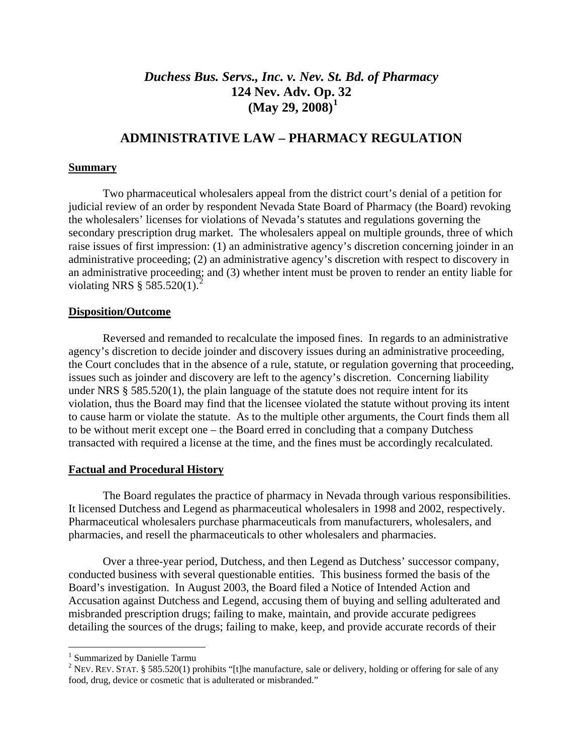# *Duchess Bus. Servs., Inc. v. Nev. St. Bd. of Pharmacy*
# 124 Nev. Adv. Op. 32
# (May 29, 2008)[1]

## ADMINISTRATIVE LAW – PHARMACY REGULATION

### Summary

Two pharmaceutical wholesalers appeal from the district court's denial of a petition for judicial review of an order by respondent Nevada State Board of Pharmacy (the Board) revoking the wholesalers' licenses for violations of Nevada's statutes and regulations governing the secondary prescription drug market. The wholesalers appeal on multiple grounds, three of which raise issues of first impression: (1) an administrative agency's discretion concerning joinder in an administrative proceeding; (2) an administrative agency's discretion with respect to discovery in an administrative proceeding; and (3) whether intent must be proven to render an entity liable for violating NRS § 585.520(1).[2]

### Disposition/Outcome

Reversed and remanded to recalculate the imposed fines. In regards to an administrative agency's discretion to decide joinder and discovery issues during an administrative proceeding, the Court concludes that in the absence of a rule, statute, or regulation governing that proceeding, issues such as joinder and discovery are left to the agency's discretion. Concerning liability under NRS § 585.520(1), the plain language of the statute does not require intent for its violation, thus the Board may find that the licensee violated the statute without proving its intent to cause harm or violate the statute. As to the multiple other arguments, the Court finds them all to be without merit except one – the Board erred in concluding that a company Dutchess transacted with required a license at the time, and the fines must be accordingly recalculated.

### Factual and Procedural History

The Board regulates the practice of pharmacy in Nevada through various responsibilities. It licensed Dutchess and Legend as pharmaceutical wholesalers in 1998 and 2002, respectively. Pharmaceutical wholesalers purchase pharmaceuticals from manufacturers, wholesalers, and pharmacies, and resell the pharmaceuticals to other wholesalers and pharmacies.

Over a three-year period, Dutchess, and then Legend as Dutchess' successor company, conducted business with several questionable entities. This business formed the basis of the Board's investigation. In August 2003, the Board filed a Notice of Intended Action and Accusation against Dutchess and Legend, accusing them of buying and selling adulterated and misbranded prescription drugs; failing to make, maintain, and provide accurate pedigrees detailing the sources of the drugs; failing to make, keep, and provide accurate records of their

---

[1] Summarized by Danielle Tarmu

[2] NEV. REV. STAT. § 585.520(1) prohibits "[t]he manufacture, sale or delivery, holding or offering for sale of any food, drug, device or cosmetic that is adulterated or misbranded."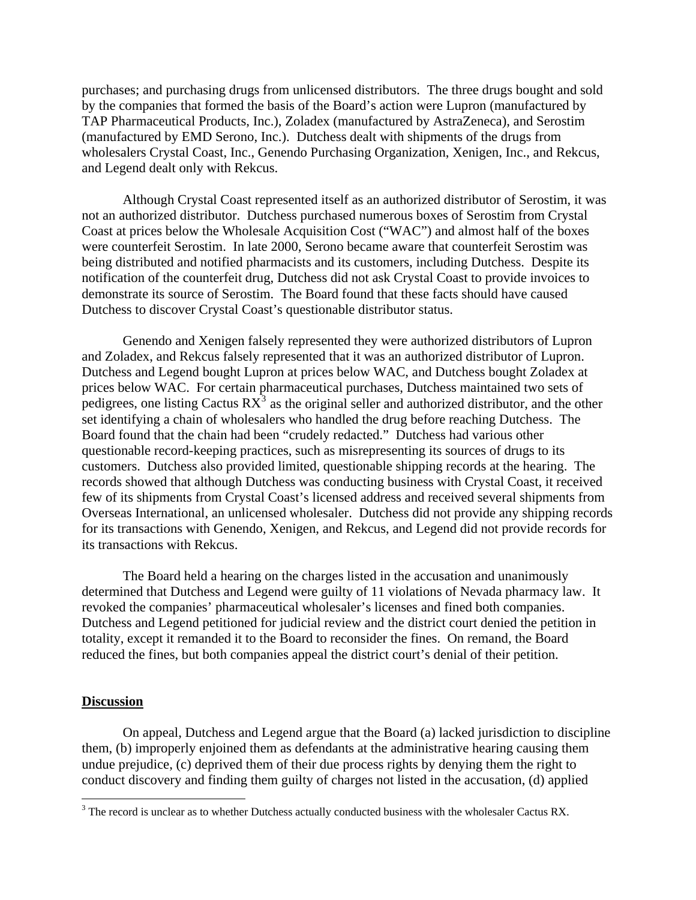purchases; and purchasing drugs from unlicensed distributors. The three drugs bought and sold by the companies that formed the basis of the Board's action were Lupron (manufactured by TAP Pharmaceutical Products, Inc.), Zoladex (manufactured by AstraZeneca), and Serostim (manufactured by EMD Serono, Inc.). Dutchess dealt with shipments of the drugs from wholesalers Crystal Coast, Inc., Genendo Purchasing Organization, Xenigen, Inc., and Rekcus, and Legend dealt only with Rekcus.

Although Crystal Coast represented itself as an authorized distributor of Serostim, it was not an authorized distributor. Dutchess purchased numerous boxes of Serostim from Crystal Coast at prices below the Wholesale Acquisition Cost ("WAC") and almost half of the boxes were counterfeit Serostim. In late 2000, Serono became aware that counterfeit Serostim was being distributed and notified pharmacists and its customers, including Dutchess. Despite its notification of the counterfeit drug, Dutchess did not ask Crystal Coast to provide invoices to demonstrate its source of Serostim. The Board found that these facts should have caused Dutchess to discover Crystal Coast's questionable distributor status.

Genendo and Xenigen falsely represented they were authorized distributors of Lupron and Zoladex, and Rekcus falsely represented that it was an authorized distributor of Lupron. Dutchess and Legend bought Lupron at prices below WAC, and Dutchess bought Zoladex at prices below WAC. For certain pharmaceutical purchases, Dutchess maintained two sets of pedigrees, one listing Cactus RX[3] as the original seller and authorized distributor, and the other set identifying a chain of wholesalers who handled the drug before reaching Dutchess. The Board found that the chain had been "crudely redacted." Dutchess had various other questionable record-keeping practices, such as misrepresenting its sources of drugs to its customers. Dutchess also provided limited, questionable shipping records at the hearing. The records showed that although Dutchess was conducting business with Crystal Coast, it received few of its shipments from Crystal Coast's licensed address and received several shipments from Overseas International, an unlicensed wholesaler. Dutchess did not provide any shipping records for its transactions with Genendo, Xenigen, and Rekcus, and Legend did not provide records for its transactions with Rekcus.

The Board held a hearing on the charges listed in the accusation and unanimously determined that Dutchess and Legend were guilty of 11 violations of Nevada pharmacy law. It revoked the companies' pharmaceutical wholesaler's licenses and fined both companies. Dutchess and Legend petitioned for judicial review and the district court denied the petition in totality, except it remanded it to the Board to reconsider the fines. On remand, the Board reduced the fines, but both companies appeal the district court's denial of their petition.

## Discussion

On appeal, Dutchess and Legend argue that the Board (a) lacked jurisdiction to discipline them, (b) improperly enjoined them as defendants at the administrative hearing causing them undue prejudice, (c) deprived them of their due process rights by denying them the right to conduct discovery and finding them guilty of charges not listed in the accusation, (d) applied

[3] The record is unclear as to whether Dutchess actually conducted business with the wholesaler Cactus RX.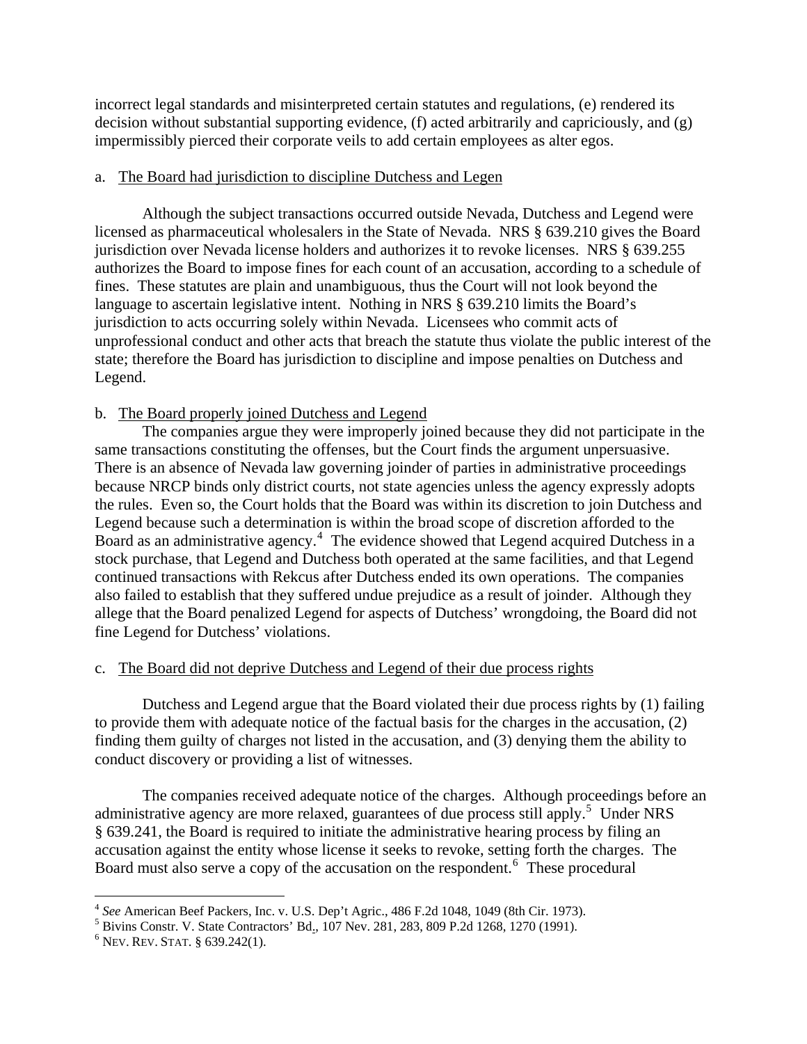incorrect legal standards and misinterpreted certain statutes and regulations, (e) rendered its decision without substantial supporting evidence, (f) acted arbitrarily and capriciously, and (g) impermissibly pierced their corporate veils to add certain employees as alter egos.

a. The Board had jurisdiction to discipline Dutchess and Legen

Although the subject transactions occurred outside Nevada, Dutchess and Legend were licensed as pharmaceutical wholesalers in the State of Nevada. NRS § 639.210 gives the Board jurisdiction over Nevada license holders and authorizes it to revoke licenses. NRS § 639.255 authorizes the Board to impose fines for each count of an accusation, according to a schedule of fines. These statutes are plain and unambiguous, thus the Court will not look beyond the language to ascertain legislative intent. Nothing in NRS § 639.210 limits the Board's jurisdiction to acts occurring solely within Nevada. Licensees who commit acts of unprofessional conduct and other acts that breach the statute thus violate the public interest of the state; therefore the Board has jurisdiction to discipline and impose penalties on Dutchess and Legend.

b. The Board properly joined Dutchess and Legend

The companies argue they were improperly joined because they did not participate in the same transactions constituting the offenses, but the Court finds the argument unpersuasive. There is an absence of Nevada law governing joinder of parties in administrative proceedings because NRCP binds only district courts, not state agencies unless the agency expressly adopts the rules. Even so, the Court holds that the Board was within its discretion to join Dutchess and Legend because such a determination is within the broad scope of discretion afforded to the Board as an administrative agency.[4] The evidence showed that Legend acquired Dutchess in a stock purchase, that Legend and Dutchess both operated at the same facilities, and that Legend continued transactions with Rekcus after Dutchess ended its own operations. The companies also failed to establish that they suffered undue prejudice as a result of joinder. Although they allege that the Board penalized Legend for aspects of Dutchess' wrongdoing, the Board did not fine Legend for Dutchess' violations.

c. The Board did not deprive Dutchess and Legend of their due process rights

Dutchess and Legend argue that the Board violated their due process rights by (1) failing to provide them with adequate notice of the factual basis for the charges in the accusation, (2) finding them guilty of charges not listed in the accusation, and (3) denying them the ability to conduct discovery or providing a list of witnesses.

The companies received adequate notice of the charges. Although proceedings before an administrative agency are more relaxed, guarantees of due process still apply.[5] Under NRS § 639.241, the Board is required to initiate the administrative hearing process by filing an accusation against the entity whose license it seeks to revoke, setting forth the charges. The Board must also serve a copy of the accusation on the respondent.[6] These procedural

---

[4] *See* American Beef Packers, Inc. v. U.S. Dep't Agric., 486 F.2d 1048, 1049 (8th Cir. 1973).

[5] Bivins Constr. V. State Contractors' Bd., 107 Nev. 281, 283, 809 P.2d 1268, 1270 (1991).

[6] NEV. REV. STAT. § 639.242(1).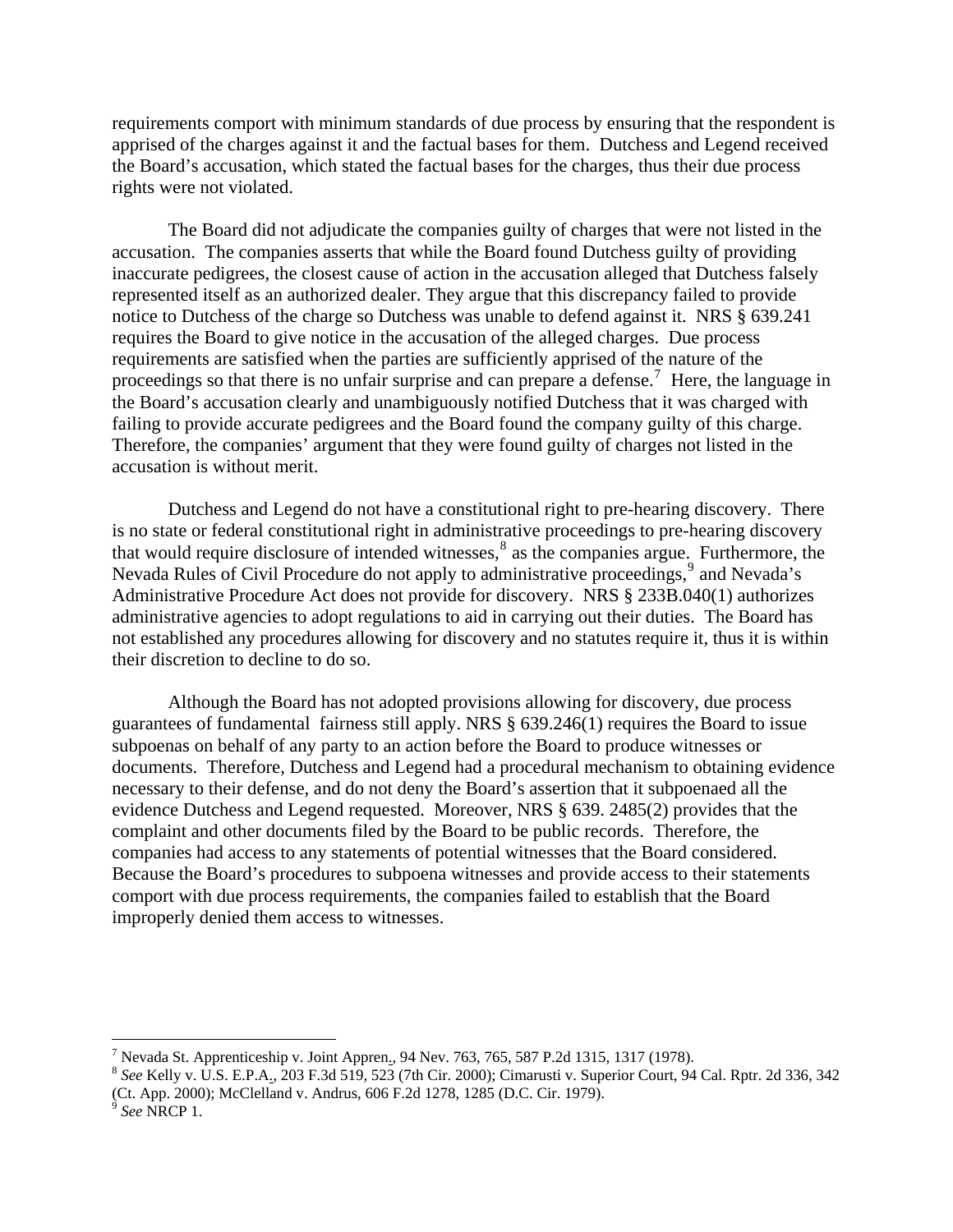requirements comport with minimum standards of due process by ensuring that the respondent is apprised of the charges against it and the factual bases for them. Dutchess and Legend received the Board's accusation, which stated the factual bases for the charges, thus their due process rights were not violated.

The Board did not adjudicate the companies guilty of charges that were not listed in the accusation. The companies asserts that while the Board found Dutchess guilty of providing inaccurate pedigrees, the closest cause of action in the accusation alleged that Dutchess falsely represented itself as an authorized dealer. They argue that this discrepancy failed to provide notice to Dutchess of the charge so Dutchess was unable to defend against it. NRS § 639.241 requires the Board to give notice in the accusation of the alleged charges. Due process requirements are satisfied when the parties are sufficiently apprised of the nature of the proceedings so that there is no unfair surprise and can prepare a defense.[7] Here, the language in the Board's accusation clearly and unambiguously notified Dutchess that it was charged with failing to provide accurate pedigrees and the Board found the company guilty of this charge. Therefore, the companies' argument that they were found guilty of charges not listed in the accusation is without merit.

Dutchess and Legend do not have a constitutional right to pre-hearing discovery. There is no state or federal constitutional right in administrative proceedings to pre-hearing discovery that would require disclosure of intended witnesses,[8] as the companies argue. Furthermore, the Nevada Rules of Civil Procedure do not apply to administrative proceedings,[9] and Nevada's Administrative Procedure Act does not provide for discovery. NRS § 233B.040(1) authorizes administrative agencies to adopt regulations to aid in carrying out their duties. The Board has not established any procedures allowing for discovery and no statutes require it, thus it is within their discretion to decline to do so.

Although the Board has not adopted provisions allowing for discovery, due process guarantees of fundamental fairness still apply. NRS § 639.246(1) requires the Board to issue subpoenas on behalf of any party to an action before the Board to produce witnesses or documents. Therefore, Dutchess and Legend had a procedural mechanism to obtaining evidence necessary to their defense, and do not deny the Board's assertion that it subpoenaed all the evidence Dutchess and Legend requested. Moreover, NRS § 639. 2485(2) provides that the complaint and other documents filed by the Board to be public records. Therefore, the companies had access to any statements of potential witnesses that the Board considered. Because the Board's procedures to subpoena witnesses and provide access to their statements comport with due process requirements, the companies failed to establish that the Board improperly denied them access to witnesses.

---

[7] Nevada St. Apprenticeship v. Joint Appren., 94 Nev. 763, 765, 587 P.2d 1315, 1317 (1978).

[8] *See* Kelly v. U.S. E.P.A., 203 F.3d 519, 523 (7th Cir. 2000); Cimarusti v. Superior Court, 94 Cal. Rptr. 2d 336, 342 (Ct. App. 2000); McClelland v. Andrus, 606 F.2d 1278, 1285 (D.C. Cir. 1979).

[9] *See* NRCP 1.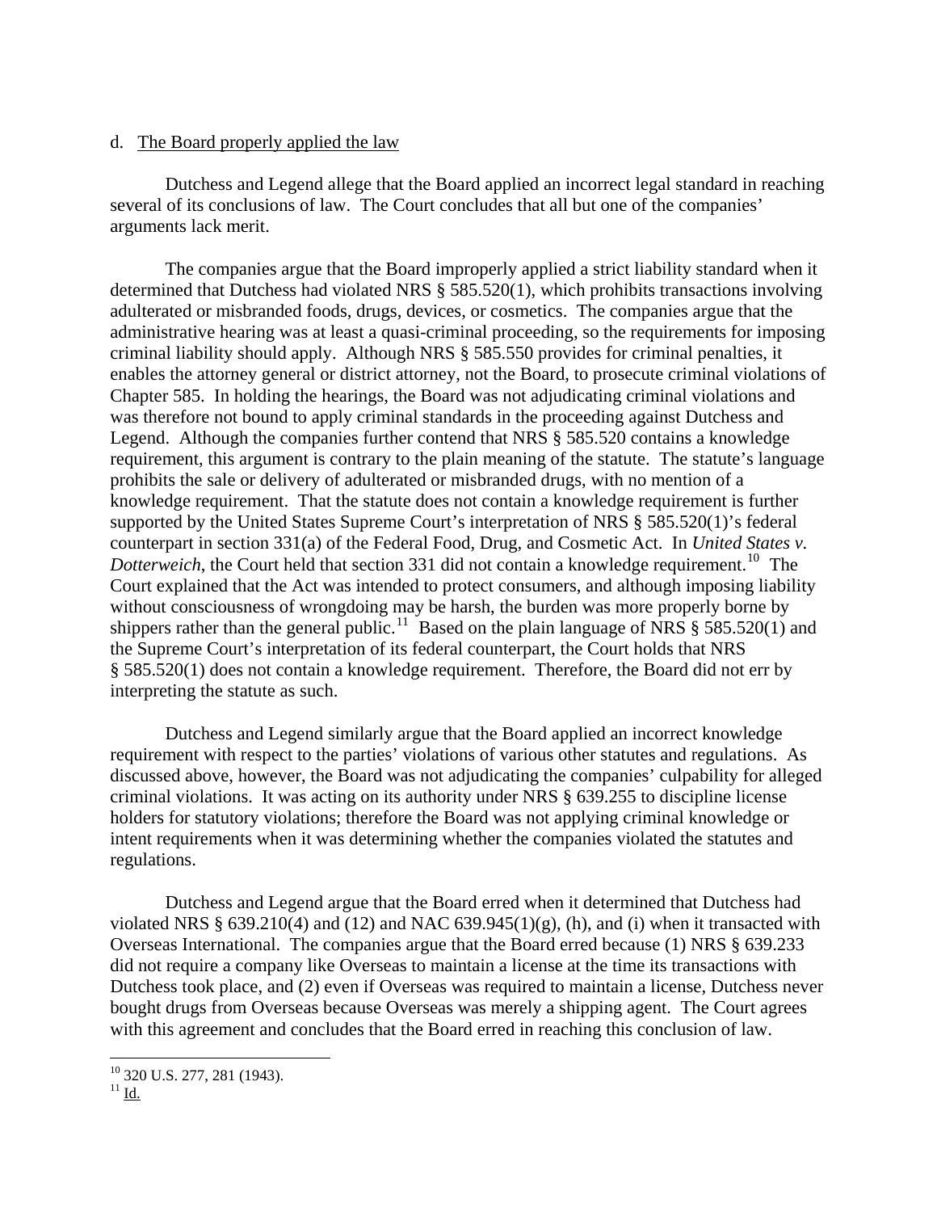d. <u>The Board properly applied the law</u>

Dutchess and Legend allege that the Board applied an incorrect legal standard in reaching several of its conclusions of law. The Court concludes that all but one of the companies' arguments lack merit.

The companies argue that the Board improperly applied a strict liability standard when it determined that Dutchess had violated NRS § 585.520(1), which prohibits transactions involving adulterated or misbranded foods, drugs, devices, or cosmetics. The companies argue that the administrative hearing was at least a quasi-criminal proceeding, so the requirements for imposing criminal liability should apply. Although NRS § 585.550 provides for criminal penalties, it enables the attorney general or district attorney, not the Board, to prosecute criminal violations of Chapter 585. In holding the hearings, the Board was not adjudicating criminal violations and was therefore not bound to apply criminal standards in the proceeding against Dutchess and Legend. Although the companies further contend that NRS § 585.520 contains a knowledge requirement, this argument is contrary to the plain meaning of the statute. The statute's language prohibits the sale or delivery of adulterated or misbranded drugs, with no mention of a knowledge requirement. That the statute does not contain a knowledge requirement is further supported by the United States Supreme Court's interpretation of NRS § 585.520(1)'s federal counterpart in section 331(a) of the Federal Food, Drug, and Cosmetic Act. In *United States v. Dotterweich*, the Court held that section 331 did not contain a knowledge requirement.[10] The Court explained that the Act was intended to protect consumers, and although imposing liability without consciousness of wrongdoing may be harsh, the burden was more properly borne by shippers rather than the general public.[11] Based on the plain language of NRS § 585.520(1) and the Supreme Court's interpretation of its federal counterpart, the Court holds that NRS § 585.520(1) does not contain a knowledge requirement. Therefore, the Board did not err by interpreting the statute as such.

Dutchess and Legend similarly argue that the Board applied an incorrect knowledge requirement with respect to the parties' violations of various other statutes and regulations. As discussed above, however, the Board was not adjudicating the companies' culpability for alleged criminal violations. It was acting on its authority under NRS § 639.255 to discipline license holders for statutory violations; therefore the Board was not applying criminal knowledge or intent requirements when it was determining whether the companies violated the statutes and regulations.

Dutchess and Legend argue that the Board erred when it determined that Dutchess had violated NRS § 639.210(4) and (12) and NAC 639.945(1)(g), (h), and (i) when it transacted with Overseas International. The companies argue that the Board erred because (1) NRS § 639.233 did not require a company like Overseas to maintain a license at the time its transactions with Dutchess took place, and (2) even if Overseas was required to maintain a license, Dutchess never bought drugs from Overseas because Overseas was merely a shipping agent. The Court agrees with this agreement and concludes that the Board erred in reaching this conclusion of law.

---

[10] 320 U.S. 277, 281 (1943).

[11] <u>Id.</u>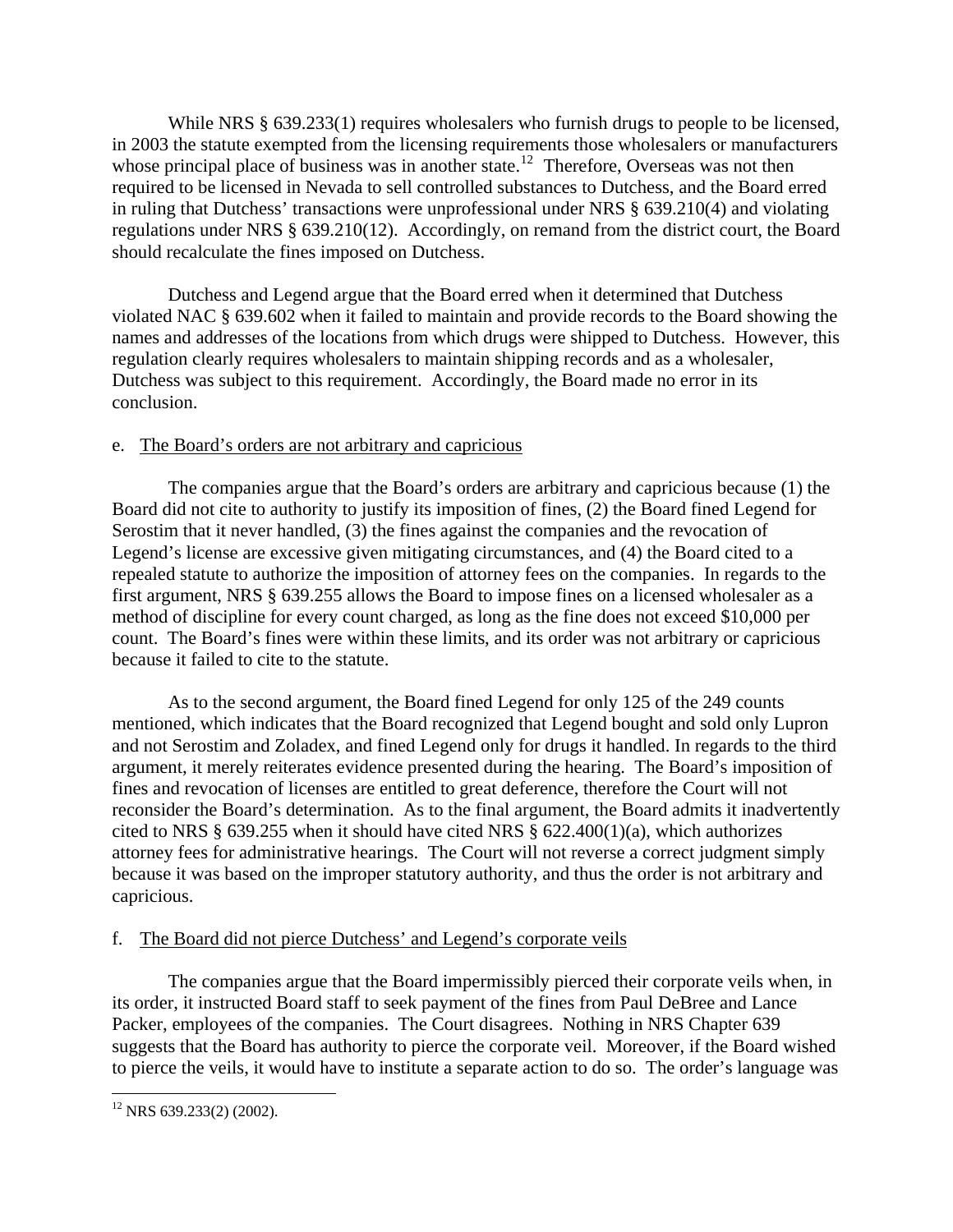While NRS § 639.233(1) requires wholesalers who furnish drugs to people to be licensed, in 2003 the statute exempted from the licensing requirements those wholesalers or manufacturers whose principal place of business was in another state.[12] Therefore, Overseas was not then required to be licensed in Nevada to sell controlled substances to Dutchess, and the Board erred in ruling that Dutchess' transactions were unprofessional under NRS § 639.210(4) and violating regulations under NRS § 639.210(12). Accordingly, on remand from the district court, the Board should recalculate the fines imposed on Dutchess.

Dutchess and Legend argue that the Board erred when it determined that Dutchess violated NAC § 639.602 when it failed to maintain and provide records to the Board showing the names and addresses of the locations from which drugs were shipped to Dutchess. However, this regulation clearly requires wholesalers to maintain shipping records and as a wholesaler, Dutchess was subject to this requirement. Accordingly, the Board made no error in its conclusion.

e. The Board's orders are not arbitrary and capricious

The companies argue that the Board's orders are arbitrary and capricious because (1) the Board did not cite to authority to justify its imposition of fines, (2) the Board fined Legend for Serostim that it never handled, (3) the fines against the companies and the revocation of Legend's license are excessive given mitigating circumstances, and (4) the Board cited to a repealed statute to authorize the imposition of attorney fees on the companies. In regards to the first argument, NRS § 639.255 allows the Board to impose fines on a licensed wholesaler as a method of discipline for every count charged, as long as the fine does not exceed $10,000 per count. The Board's fines were within these limits, and its order was not arbitrary or capricious because it failed to cite to the statute.

As to the second argument, the Board fined Legend for only 125 of the 249 counts mentioned, which indicates that the Board recognized that Legend bought and sold only Lupron and not Serostim and Zoladex, and fined Legend only for drugs it handled. In regards to the third argument, it merely reiterates evidence presented during the hearing. The Board's imposition of fines and revocation of licenses are entitled to great deference, therefore the Court will not reconsider the Board's determination. As to the final argument, the Board admits it inadvertently cited to NRS § 639.255 when it should have cited NRS § 622.400(1)(a), which authorizes attorney fees for administrative hearings. The Court will not reverse a correct judgment simply because it was based on the improper statutory authority, and thus the order is not arbitrary and capricious.

f. The Board did not pierce Dutchess' and Legend's corporate veils

The companies argue that the Board impermissibly pierced their corporate veils when, in its order, it instructed Board staff to seek payment of the fines from Paul DeBree and Lance Packer, employees of the companies. The Court disagrees. Nothing in NRS Chapter 639 suggests that the Board has authority to pierce the corporate veil. Moreover, if the Board wished to pierce the veils, it would have to institute a separate action to do so. The order's language was

[12] NRS 639.233(2) (2002).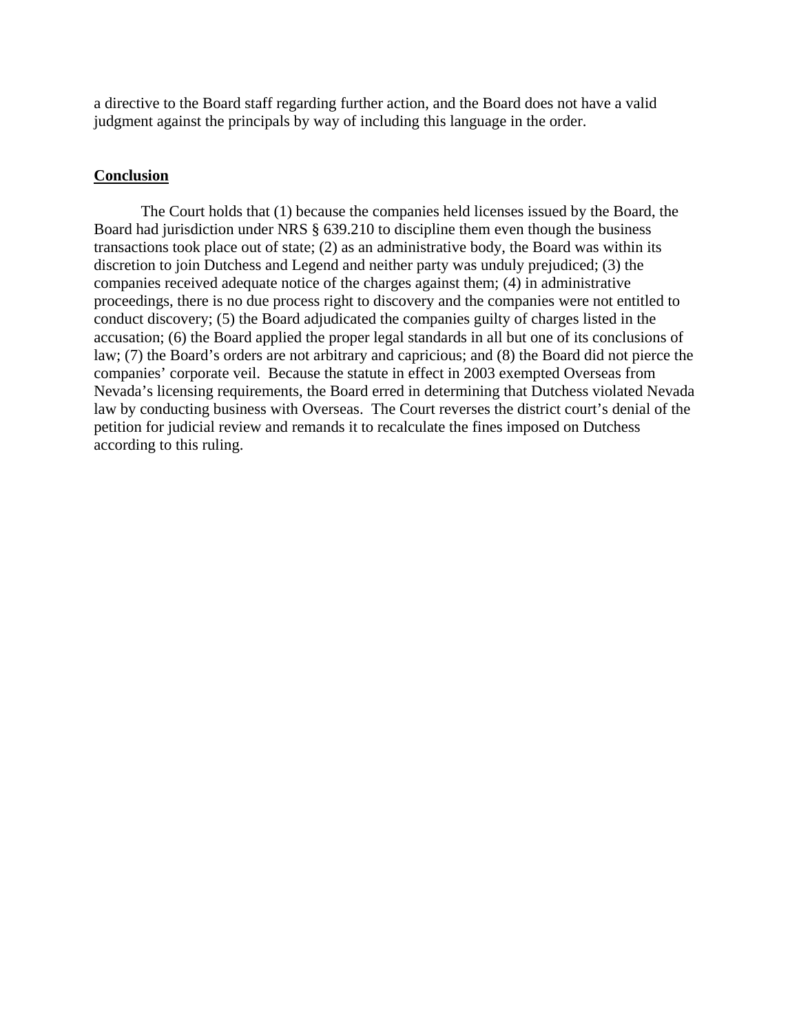a directive to the Board staff regarding further action, and the Board does not have a valid judgment against the principals by way of including this language in the order.

## **Conclusion**

The Court holds that (1) because the companies held licenses issued by the Board, the Board had jurisdiction under NRS § 639.210 to discipline them even though the business transactions took place out of state; (2) as an administrative body, the Board was within its discretion to join Dutchess and Legend and neither party was unduly prejudiced; (3) the companies received adequate notice of the charges against them; (4) in administrative proceedings, there is no due process right to discovery and the companies were not entitled to conduct discovery; (5) the Board adjudicated the companies guilty of charges listed in the accusation; (6) the Board applied the proper legal standards in all but one of its conclusions of law; (7) the Board's orders are not arbitrary and capricious; and (8) the Board did not pierce the companies' corporate veil. Because the statute in effect in 2003 exempted Overseas from Nevada's licensing requirements, the Board erred in determining that Dutchess violated Nevada law by conducting business with Overseas. The Court reverses the district court's denial of the petition for judicial review and remands it to recalculate the fines imposed on Dutchess according to this ruling.